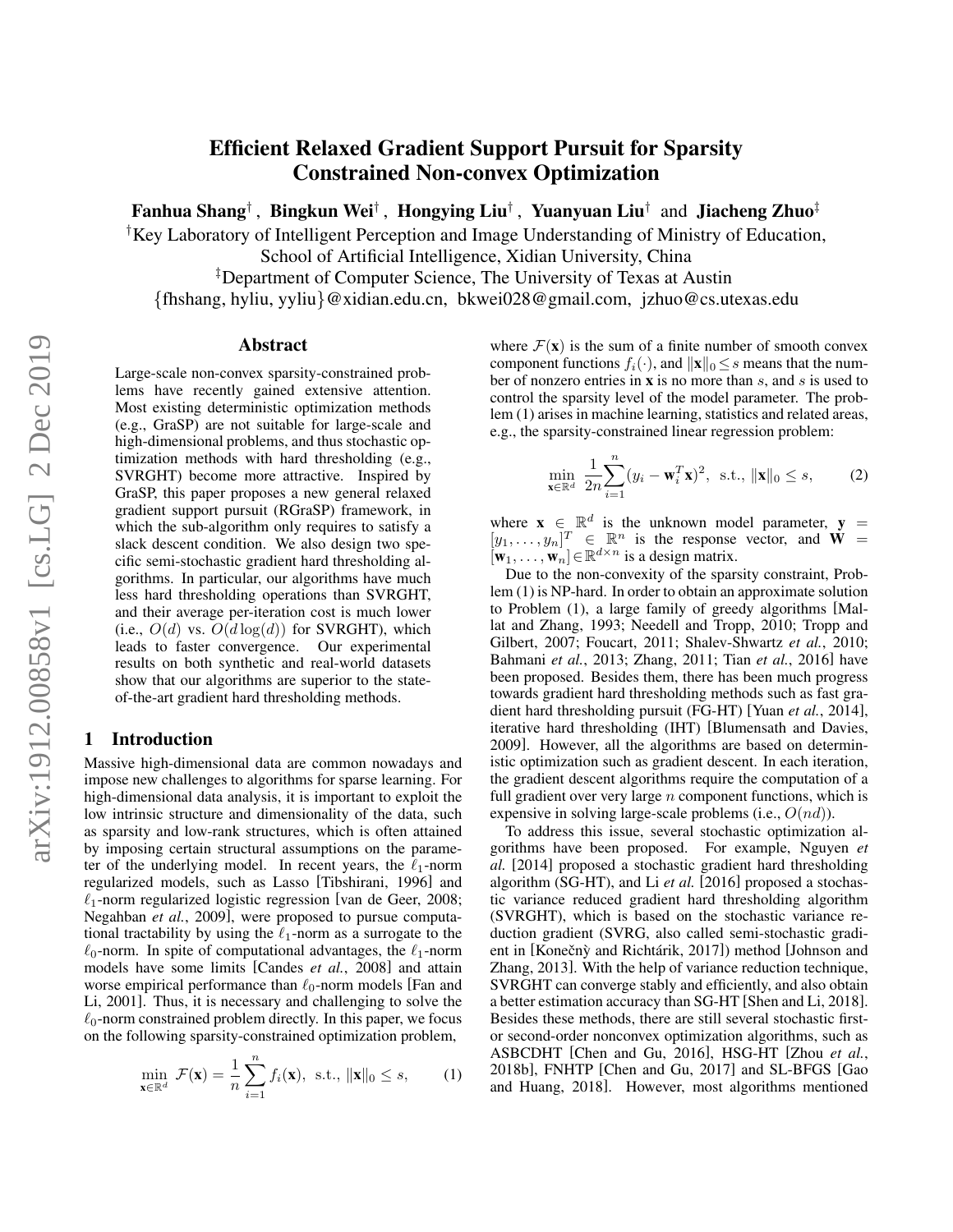# Efficient Relaxed Gradient Support Pursuit for Sparsity Constrained Non-convex Optimization

**Fanhua Shang**[†], **Bingkun Wei**[†], **Hongying Liu**[†], **Yuanyuan Liu**[†] and **Jiacheng Zhuo**[‡]

[†]Key Laboratory of Intelligent Perception and Image Understanding of Ministry of Education, School of Artificial Intelligence, Xidian University, China

[‡]Department of Computer Science, The University of Texas at Austin

{fhshang, hyliu, yyliu}@xidian.edu.cn, bkwei028@gmail.com, jzhuo@cs.utexas.edu

## Abstract

Large-scale non-convex sparsity-constrained problems have recently gained extensive attention. Most existing deterministic optimization methods (e.g., GraSP) are not suitable for large-scale and high-dimensional problems, and thus stochastic optimization methods with hard thresholding (e.g., SVRGHT) become more attractive. Inspired by GraSP, this paper proposes a new general relaxed gradient support pursuit (RGraSP) framework, in which the sub-algorithm only requires to satisfy a slack descent condition. We also design two specific semi-stochastic gradient hard thresholding algorithms. In particular, our algorithms have much less hard thresholding operations than SVRGHT, and their average per-iteration cost is much lower (i.e., $O(d)$ vs. $O(d\log(d))$ for SVRGHT), which leads to faster convergence. Our experimental results on both synthetic and real-world datasets show that our algorithms are superior to the state-of-the-art gradient hard thresholding methods.

## 1 Introduction

Massive high-dimensional data are common nowadays and impose new challenges to algorithms for sparse learning. For high-dimensional data analysis, it is important to exploit the low intrinsic structure and dimensionality of the data, such as sparsity and low-rank structures, which is often attained by imposing certain structural assumptions on the parameter of the underlying model. In recent years, the $\ell_1$-norm regularized models, such as Lasso [Tibshirani, 1996] and $\ell_1$-norm regularized logistic regression [van de Geer, 2008; Negahban *et al.*, 2009], were proposed to pursue computational tractability by using the $\ell_1$-norm as a surrogate to the $\ell_0$-norm. In spite of computational advantages, the $\ell_1$-norm models have some limits [Candes *et al.*, 2008] and attain worse empirical performance than $\ell_0$-norm models [Fan and Li, 2001]. Thus, it is necessary and challenging to solve the $\ell_0$-norm constrained problem directly. In this paper, we focus on the following sparsity-constrained optimization problem,

$$\min_{\mathbf{x}\in\mathbb{R}^d} \mathcal{F}(\mathbf{x}) = \frac{1}{n}\sum_{i=1}^{n} f_i(\mathbf{x}), \text{ s.t., } \|\mathbf{x}\|_0 \le s, \tag{1}$$

where $\mathcal{F}(\mathbf{x})$ is the sum of a finite number of smooth convex component functions $f_i(\cdot)$, and $\|\mathbf{x}\|_0 \le s$ means that the number of nonzero entries in $\mathbf{x}$ is no more than $s$, and $s$ is used to control the sparsity level of the model parameter. The problem (1) arises in machine learning, statistics and related areas, e.g., the sparsity-constrained linear regression problem:

$$\min_{\mathbf{x}\in\mathbb{R}^d} \frac{1}{2n}\sum_{i=1}^{n} (y_i - \mathbf{w}_i^T\mathbf{x})^2, \text{ s.t., } \|\mathbf{x}\|_0 \le s, \tag{2}$$

where $\mathbf{x} \in \mathbb{R}^d$ is the unknown model parameter, $\mathbf{y} = [y_1, \ldots, y_n]^T \in \mathbb{R}^n$ is the response vector, and $\mathbf{W} = [\mathbf{w}_1, \ldots, \mathbf{w}_n] \in \mathbb{R}^{d\times n}$ is a design matrix.

Due to the non-convexity of the sparsity constraint, Problem (1) is NP-hard. In order to obtain an approximate solution to Problem (1), a large family of greedy algorithms [Mallat and Zhang, 1993; Needell and Tropp, 2010; Tropp and Gilbert, 2007; Foucart, 2011; Shalev-Shwartz *et al.*, 2010; Bahmani *et al.*, 2013; Zhang, 2011; Tian *et al.*, 2016] have been proposed. Besides them, there has been much progress towards gradient hard thresholding methods such as fast gradient hard thresholding pursuit (FG-HT) [Yuan *et al.*, 2014], iterative hard thresholding (IHT) [Blumensath and Davies, 2009]. However, all the algorithms are based on deterministic optimization such as gradient descent. In each iteration, the gradient descent algorithms require the computation of a full gradient over very large $n$ component functions, which is expensive in solving large-scale problems (i.e., $O(nd)$).

To address this issue, several stochastic optimization algorithms have been proposed. For example, Nguyen *et al.* [2014] proposed a stochastic gradient hard thresholding algorithm (SG-HT), and Li *et al.* [2016] proposed a stochastic variance reduced gradient hard thresholding algorithm (SVRGHT), which is based on the stochastic variance reduction gradient (SVRG, also called semi-stochastic gradient in [Konečný and Richtárik, 2017]) method [Johnson and Zhang, 2013]. With the help of variance reduction technique, SVRGHT can converge stably and efficiently, and also obtain a better estimation accuracy than SG-HT [Shen and Li, 2018]. Besides these methods, there are still several stochastic first- or second-order nonconvex optimization algorithms, such as ASBCDHT [Chen and Gu, 2016], HSG-HT [Zhou *et al.*, 2018b], FNHTP [Chen and Gu, 2017] and SL-BFGS [Gao and Huang, 2018]. However, most algorithms mentioned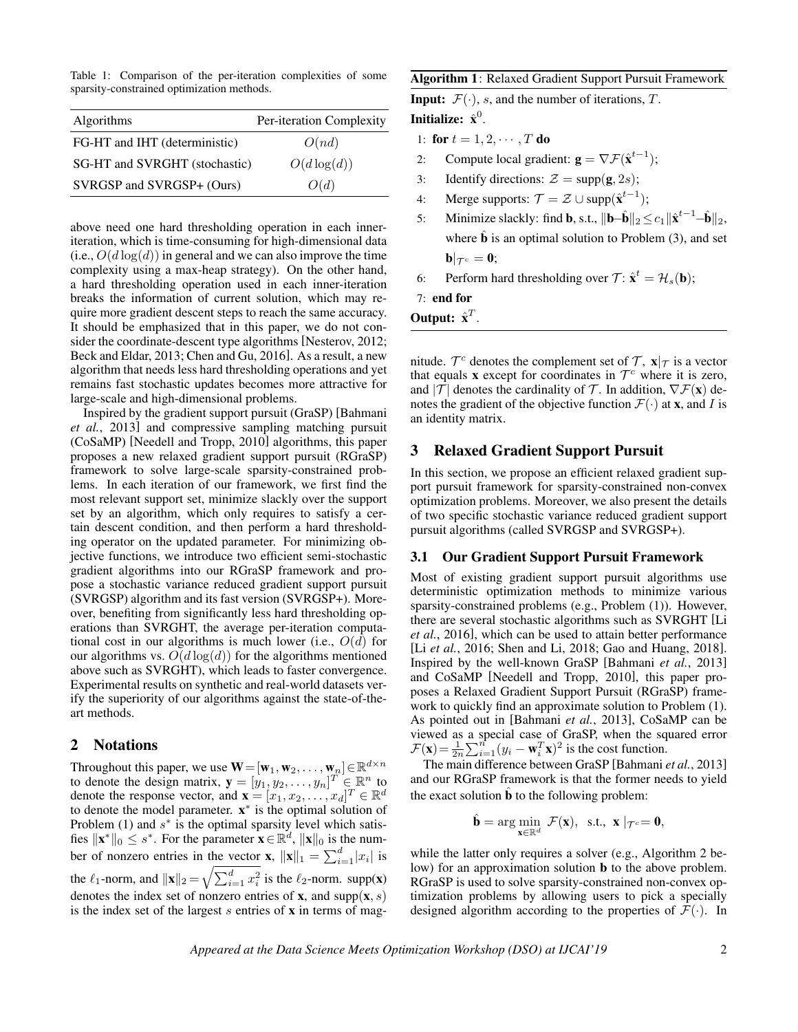Table 1: Comparison of the per-iteration complexities of some sparsity-constrained optimization methods.

| Algorithms | Per-iteration Complexity |
|---|---|
| FG-HT and IHT (deterministic) | $O(nd)$ |
| SG-HT and SVRGHT (stochastic) | $O(d\log(d))$ |
| SVRGSP and SVRGSP+ (Ours) | $O(d)$ |

above need one hard thresholding operation in each inner-iteration, which is time-consuming for high-dimensional data (i.e., $O(d\log(d))$ in general and we can also improve the time complexity using a max-heap strategy). On the other hand, a hard thresholding operation used in each inner-iteration breaks the information of current solution, which may require more gradient descent steps to reach the same accuracy. It should be emphasized that in this paper, we do not consider the coordinate-descent type algorithms [Nesterov, 2012; Beck and Eldar, 2013; Chen and Gu, 2016]. As a result, a new algorithm that needs less hard thresholding operations and yet remains fast stochastic updates becomes more attractive for large-scale and high-dimensional problems.

Inspired by the gradient support pursuit (GraSP) [Bahmani *et al.*, 2013] and compressive sampling matching pursuit (CoSaMP) [Needell and Tropp, 2010] algorithms, this paper proposes a new relaxed gradient support pursuit (RGraSP) framework to solve large-scale sparsity-constrained problems. In each iteration of our framework, we first find the most relevant support set, minimize slackly over the support set by an algorithm, which only requires to satisfy a certain descent condition, and then perform a hard thresholding operator on the updated parameter. For minimizing objective functions, we introduce two efficient semi-stochastic gradient algorithms into our RGraSP framework and propose a stochastic variance reduced gradient support pursuit (SVRGSP) algorithm and its fast version (SVRGSP+). Moreover, benefiting from significantly less hard thresholding operations than SVRGHT, the average per-iteration computational cost in our algorithms is much lower (i.e., $O(d)$ for our algorithms vs. $O(d\log(d))$ for the algorithms mentioned above such as SVRGHT), which leads to faster convergence. Experimental results on synthetic and real-world datasets verify the superiority of our algorithms against the state-of-the-art methods.

## 2 Notations

Throughout this paper, we use $\mathbf{W}=[\mathbf{w}_1,\mathbf{w}_2,\ldots,\mathbf{w}_n]\in\mathbb{R}^{d\times n}$ to denote the design matrix, $\mathbf{y}=[y_1,y_2,\ldots,y_n]^T\in\mathbb{R}^n$ to denote the response vector, and $\mathbf{x}=[x_1,x_2,\ldots,x_d]^T\in\mathbb{R}^d$ to denote the model parameter. $\mathbf{x}^*$ is the optimal solution of Problem (1) and $s^*$ is the optimal sparsity level which satisfies $\|\mathbf{x}^*\|_0\leq s^*$. For the parameter $\mathbf{x}\in\mathbb{R}^d$, $\|\mathbf{x}\|_0$ is the number of nonzero entries in the vector $\mathbf{x}$, $\|\mathbf{x}\|_1=\sum_{i=1}^d|x_i|$ is the $\ell_1$-norm, and $\|\mathbf{x}\|_2=\sqrt{\sum_{i=1}^d x_i^2}$ is the $\ell_2$-norm. supp($\mathbf{x}$) denotes the index set of nonzero entries of $\mathbf{x}$, and supp($\mathbf{x}, s$) is the index set of the largest $s$ entries of $\mathbf{x}$ in terms of magnitude. $\mathcal{T}^c$ denotes the complement set of $\mathcal{T}$, $\mathbf{x}|_{\mathcal{T}}$ is a vector that equals $\mathbf{x}$ except for coordinates in $\mathcal{T}^c$ where it is zero, and $|\mathcal{T}|$ denotes the cardinality of $\mathcal{T}$. In addition, $\nabla\mathcal{F}(\mathbf{x})$ denotes the gradient of the objective function $\mathcal{F}(\cdot)$ at $\mathbf{x}$, and $I$ is an identity matrix.

**Algorithm 1**: Relaxed Gradient Support Pursuit Framework

**Input:** $\mathcal{F}(\cdot)$, $s$, and the number of iterations, $T$.

**Initialize:** $\hat{\mathbf{x}}^0$.

1: **for** $t=1,2,\cdots,T$ **do**
2: Compute local gradient: $\mathbf{g}=\nabla\mathcal{F}(\hat{\mathbf{x}}^{t-1})$;
3: Identify directions: $\mathcal{Z}=\text{supp}(\mathbf{g},2s)$;
4: Merge supports: $\mathcal{T}=\mathcal{Z}\cup\text{supp}(\hat{\mathbf{x}}^{t-1})$;
5: Minimize slackly: find $\mathbf{b}$, s.t., $\|\mathbf{b}-\hat{\mathbf{b}}\|_2\leq c_1\|\hat{\mathbf{x}}^{t-1}-\hat{\mathbf{b}}\|_2$, where $\hat{\mathbf{b}}$ is an optimal solution to Problem (3), and set $\mathbf{b}|_{\mathcal{T}^c}=\mathbf{0}$;
6: Perform hard thresholding over $\mathcal{T}$: $\hat{\mathbf{x}}^t=\mathcal{H}_s(\mathbf{b})$;
7: **end for**

**Output:** $\hat{\mathbf{x}}^T$.

## 3 Relaxed Gradient Support Pursuit

In this section, we propose an efficient relaxed gradient support pursuit framework for sparsity-constrained non-convex optimization problems. Moreover, we also present the details of two specific stochastic variance reduced gradient support pursuit algorithms (called SVRGSP and SVRGSP+).

### 3.1 Our Gradient Support Pursuit Framework

Most of existing gradient support pursuit algorithms use deterministic optimization methods to minimize various sparsity-constrained problems (e.g., Problem (1)). However, there are several stochastic algorithms such as SVRGHT [Li *et al.*, 2016], which can be used to attain better performance [Li *et al.*, 2016; Shen and Li, 2018; Gao and Huang, 2018]. Inspired by the well-known GraSP [Bahmani *et al.*, 2013] and CoSaMP [Needell and Tropp, 2010], this paper proposes a Relaxed Gradient Support Pursuit (RGraSP) framework to quickly find an approximate solution to Problem (1). As pointed out in [Bahmani *et al.*, 2013], CoSaMP can be viewed as a special case of GraSP, when the squared error $\mathcal{F}(\mathbf{x})=\frac{1}{2n}\sum_{i=1}^n(y_i-\mathbf{w}_i^T\mathbf{x})^2$ is the cost function.

The main difference between GraSP [Bahmani *et al.*, 2013] and our RGraSP framework is that the former needs to yield the exact solution $\hat{\mathbf{b}}$ to the following problem:

$$\hat{\mathbf{b}}=\arg\min_{\mathbf{x}\in\mathbb{R}^d}\ \mathcal{F}(\mathbf{x}),\ \ \text{s.t.,}\ \ \mathbf{x}\ |_{\mathcal{T}^c}=\mathbf{0},$$

while the latter only requires a solver (e.g., Algorithm 2 below) for an approximation solution $\mathbf{b}$ to the above problem. RGraSP is used to solve sparsity-constrained non-convex optimization problems by allowing users to pick a specially designed algorithm according to the properties of $\mathcal{F}(\cdot)$. In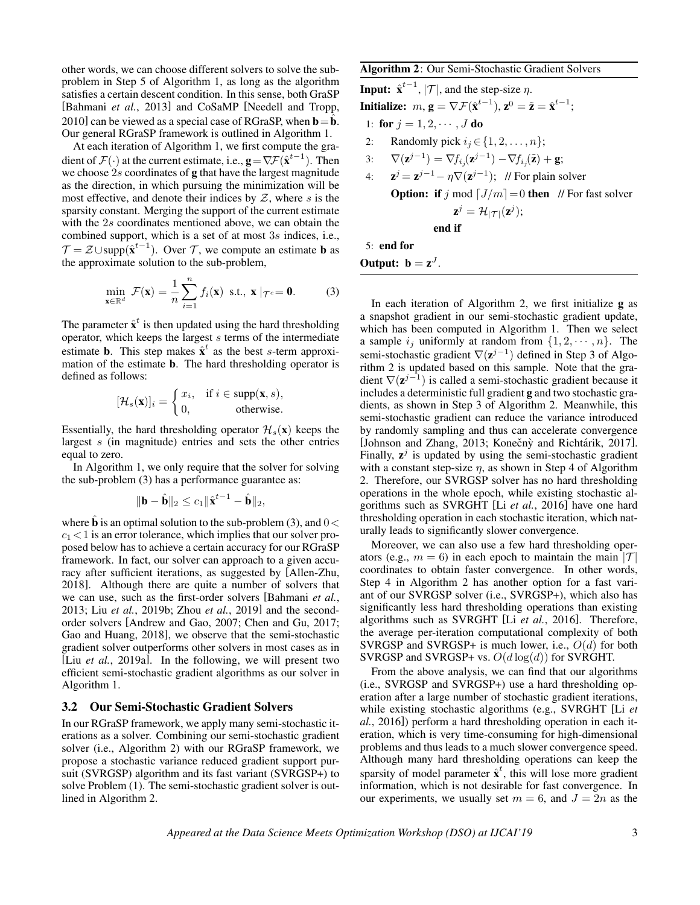other words, we can choose different solvers to solve the sub-problem in Step 5 of Algorithm 1, as long as the algorithm satisfies a certain descent condition. In this sense, both GraSP [Bahmani *et al.*, 2013] and CoSaMP [Needell and Tropp, 2010] can be viewed as a special case of RGraSP, when $\mathbf{b} = \hat{\mathbf{b}}$. Our general RGraSP framework is outlined in Algorithm 1.

At each iteration of Algorithm 1, we first compute the gradient of $\mathcal{F}(\cdot)$ at the current estimate, i.e., $\mathbf{g} = \nabla\mathcal{F}(\hat{\mathbf{x}}^{t-1})$. Then we choose $2s$ coordinates of $\mathbf{g}$ that have the largest magnitude as the direction, in which pursuing the minimization will be most effective, and denote their indices by $\mathcal{Z}$, where $s$ is the sparsity constant. Merging the support of the current estimate with the $2s$ coordinates mentioned above, we can obtain the combined support, which is a set of at most $3s$ indices, i.e., $\mathcal{T} = \mathcal{Z} \cup \text{supp}(\hat{\mathbf{x}}^{t-1})$. Over $\mathcal{T}$, we compute an estimate $\mathbf{b}$ as the approximate solution to the sub-problem,

$$\min_{\mathbf{x}\in\mathbb{R}^d} \; \mathcal{F}(\mathbf{x}) = \frac{1}{n}\sum_{i=1}^{n} f_i(\mathbf{x}) \;\; \text{s.t.,} \;\; \mathbf{x}\,|_{\mathcal{T}^c} = \mathbf{0}. \tag{3}$$

The parameter $\hat{\mathbf{x}}^t$ is then updated using the hard thresholding operator, which keeps the largest $s$ terms of the intermediate estimate $\mathbf{b}$. This step makes $\hat{\mathbf{x}}^t$ as the best $s$-term approximation of the estimate $\mathbf{b}$. The hard thresholding operator is defined as follows:

$$[\mathcal{H}_s(\mathbf{x})]_i = \begin{cases} x_i, & \text{if } i \in \text{supp}(\mathbf{x}, s), \\ 0, & \text{otherwise.} \end{cases}$$

Essentially, the hard thresholding operator $\mathcal{H}_s(\mathbf{x})$ keeps the largest $s$ (in magnitude) entries and sets the other entries equal to zero.

In Algorithm 1, we only require that the solver for solving the sub-problem (3) has a performance guarantee as:

$$\|\mathbf{b} - \hat{\mathbf{b}}\|_2 \leq c_1 \|\hat{\mathbf{x}}^{t-1} - \hat{\mathbf{b}}\|_2,$$

where $\hat{\mathbf{b}}$ is an optimal solution to the sub-problem (3), and $0 < c_1 < 1$ is an error tolerance, which implies that our solver proposed below has to achieve a certain accuracy for our RGraSP framework. In fact, our solver can approach to a given accuracy after sufficient iterations, as suggested by [Allen-Zhu, 2018]. Although there are quite a number of solvers that we can use, such as the first-order solvers [Bahmani *et al.*, 2013; Liu *et al.*, 2019b; Zhou *et al.*, 2019] and the second-order solvers [Andrew and Gao, 2007; Chen and Gu, 2017; Gao and Huang, 2018], we observe that the semi-stochastic gradient solver outperforms other solvers in most cases as in [Liu *et al.*, 2019a]. In the following, we will present two efficient semi-stochastic gradient algorithms as our solver in Algorithm 1.

### 3.2 Our Semi-Stochastic Gradient Solvers

In our RGraSP framework, we apply many semi-stochastic iterations as a solver. Combining our semi-stochastic gradient solver (i.e., Algorithm 2) with our RGraSP framework, we propose a stochastic variance reduced gradient support pursuit (SVRGSP) algorithm and its fast variant (SVRGSP+) to solve Problem (1). The semi-stochastic gradient solver is outlined in Algorithm 2.

**Algorithm 2**: Our Semi-Stochastic Gradient Solvers

**Input:** $\hat{\mathbf{x}}^{t-1}$, $|\mathcal{T}|$, and the step-size $\eta$.
**Initialize:** $m$, $\mathbf{g} = \nabla\mathcal{F}(\hat{\mathbf{x}}^{t-1})$, $\mathbf{z}^0 = \tilde{\mathbf{z}} = \hat{\mathbf{x}}^{t-1}$;

1: **for** $j = 1, 2, \cdots, J$ **do**
2: Randomly pick $i_j \in \{1, 2, \ldots, n\}$;
3: $\nabla(\mathbf{z}^{j-1}) = \nabla f_{i_j}(\mathbf{z}^{j-1}) - \nabla f_{i_j}(\tilde{\mathbf{z}}) + \mathbf{g}$;
4: $\mathbf{z}^j = \mathbf{z}^{j-1} - \eta\nabla(\mathbf{z}^{j-1})$; // For plain solver
**Option:** **if** $j$ mod $\lceil J/m \rceil = 0$ **then** // For fast solver
$\mathbf{z}^j = \mathcal{H}_{|\mathcal{T}|}(\mathbf{z}^j)$;
**end if**
5: **end for**

**Output:** $\mathbf{b} = \mathbf{z}^J$.

In each iteration of Algorithm 2, we first initialize $\mathbf{g}$ as a snapshot gradient in our semi-stochastic gradient update, which has been computed in Algorithm 1. Then we select a sample $i_j$ uniformly at random from $\{1, 2, \cdots, n\}$. The semi-stochastic gradient $\nabla(\mathbf{z}^{j-1})$ defined in Step 3 of Algorithm 2 is updated based on this sample. Note that the gradient $\nabla(\mathbf{z}^{j-1})$ is called a semi-stochastic gradient because it includes a deterministic full gradient $\mathbf{g}$ and two stochastic gradients, as shown in Step 3 of Algorithm 2. Meanwhile, this semi-stochastic gradient can reduce the variance introduced by randomly sampling and thus can accelerate convergence [Johnson and Zhang, 2013; Konečný and Richtárik, 2017]. Finally, $\mathbf{z}^j$ is updated by using the semi-stochastic gradient with a constant step-size $\eta$, as shown in Step 4 of Algorithm 2. Therefore, our SVRGSP solver has no hard thresholding operations in the whole epoch, while existing stochastic algorithms such as SVRGHT [Li *et al.*, 2016] have one hard thresholding operation in each stochastic iteration, which naturally leads to significantly slower convergence.

Moreover, we can also use a few hard thresholding operators (e.g., $m = 6$) in each epoch to maintain the main $|\mathcal{T}|$ coordinates to obtain faster convergence. In other words, Step 4 in Algorithm 2 has another option for a fast variant of our SVRGSP solver (i.e., SVRGSP+), which also has significantly less hard thresholding operations than existing algorithms such as SVRGHT [Li *et al.*, 2016]. Therefore, the average per-iteration computational complexity of both SVRGSP and SVRGSP+ is much lower, i.e., $O(d)$ for both SVRGSP and SVRGSP+ vs. $O(d\log(d))$ for SVRGHT.

From the above analysis, we can find that our algorithms (i.e., SVRGSP and SVRGSP+) use a hard thresholding operation after a large number of stochastic gradient iterations, while existing stochastic algorithms (e.g., SVRGHT [Li *et al.*, 2016]) perform a hard thresholding operation in each iteration, which is very time-consuming for high-dimensional problems and thus leads to a much slower convergence speed. Although many hard thresholding operations can keep the sparsity of model parameter $\hat{\mathbf{x}}^t$, this will lose more gradient information, which is not desirable for fast convergence. In our experiments, we usually set $m = 6$, and $J = 2n$ as the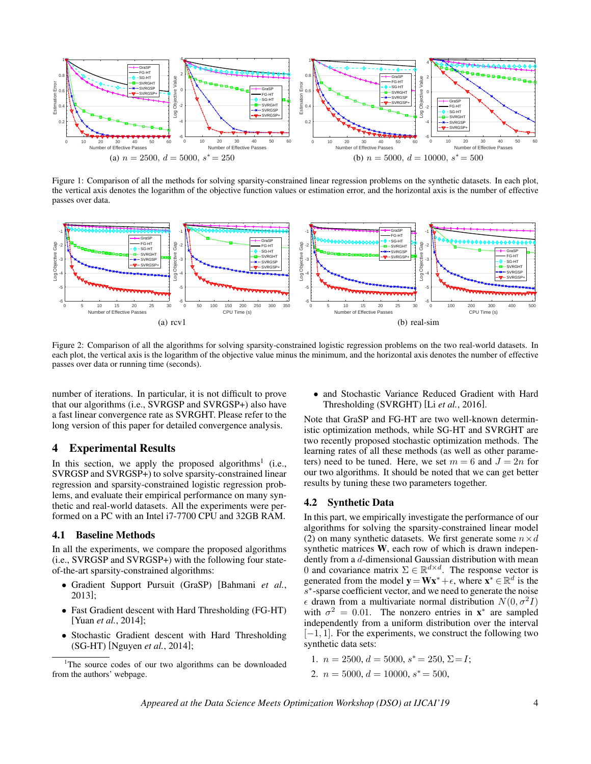(a) $n = 2500$, $d = 5000$, $s^* = 250$

(b) $n = 5000$, $d = 10000$, $s^* = 500$

Figure 1: Comparison of all the methods for solving sparsity-constrained linear regression problems on the synthetic datasets. In each plot, the vertical axis denotes the logarithm of the objective function values or estimation error, and the horizontal axis is the number of effective passes over data.

(a) rcv1

(b) real-sim

Figure 2: Comparison of all the algorithms for solving sparsity-constrained logistic regression problems on the two real-world datasets. In each plot, the vertical axis is the logarithm of the objective value minus the minimum, and the horizontal axis denotes the number of effective passes over data or running time (seconds).

number of iterations. In particular, it is not difficult to prove that our algorithms (i.e., SVRGSP and SVRGSP+) also have a fast linear convergence rate as SVRGHT. Please refer to the long version of this paper for detailed convergence analysis.

## 4 Experimental Results

In this section, we apply the proposed algorithms[1] (i.e., SVRGSP and SVRGSP+) to solve sparsity-constrained linear regression and sparsity-constrained logistic regression problems, and evaluate their empirical performance on many synthetic and real-world datasets. All the experiments were performed on a PC with an Intel i7-7700 CPU and 32GB RAM.

### 4.1 Baseline Methods

In all the experiments, we compare the proposed algorithms (i.e., SVRGSP and SVRGSP+) with the following four state-of-the-art sparsity-constrained algorithms:

- Gradient Support Pursuit (GraSP) [Bahmani *et al.*, 2013];
- Fast Gradient descent with Hard Thresholding (FG-HT) [Yuan *et al.*, 2014];
- Stochastic Gradient descent with Hard Thresholding (SG-HT) [Nguyen *et al.*, 2014];
- and Stochastic Variance Reduced Gradient with Hard Thresholding (SVRGHT) [Li *et al.*, 2016].

Note that GraSP and FG-HT are two well-known deterministic optimization methods, while SG-HT and SVRGHT are two recently proposed stochastic optimization methods. The learning rates of all these methods (as well as other parameters) need to be tuned. Here, we set $m = 6$ and $J = 2n$ for our two algorithms. It should be noted that we can get better results by tuning these two parameters together.

### 4.2 Synthetic Data

In this part, we empirically investigate the performance of our algorithms for solving the sparsity-constrained linear model (2) on many synthetic datasets. We first generate some $n \times d$ synthetic matrices $\mathbf{W}$, each row of which is drawn independently from a $d$-dimensional Gaussian distribution with mean 0 and covariance matrix $\Sigma \in \mathbb{R}^{d\times d}$. The response vector is generated from the model $\mathbf{y} = \mathbf{W}\mathbf{x}^* + \epsilon$, where $\mathbf{x}^* \in \mathbb{R}^d$ is the $s^*$-sparse coefficient vector, and we need to generate the noise $\epsilon$ drawn from a multivariate normal distribution $N(0, \sigma^2 I)$ with $\sigma^2 = 0.01$. The nonzero entries in $\mathbf{x}^*$ are sampled independently from a uniform distribution over the interval $[-1, 1]$. For the experiments, we construct the following two synthetic data sets:

1. $n = 2500$, $d = 5000$, $s^* = 250$, $\Sigma = I$;
2. $n = 5000$, $d = 10000$, $s^* = 500$,

[1]The source codes of our two algorithms can be downloaded from the authors' webpage.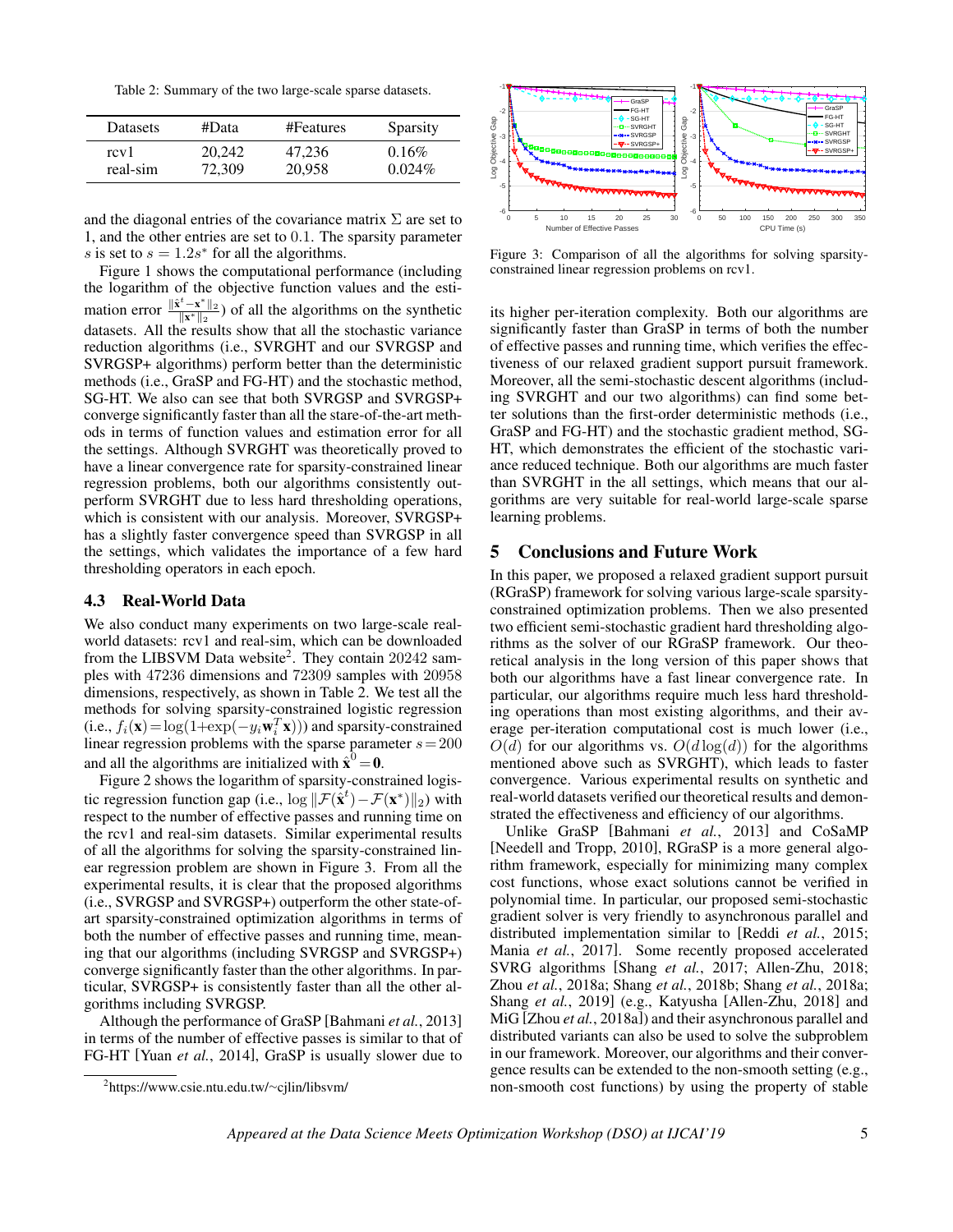Table 2: Summary of the two large-scale sparse datasets.

| Datasets | #Data | #Features | Sparsity |
|---|---|---|---|
| rcv1 | 20,242 | 47,236 | 0.16% |
| real-sim | 72,309 | 20,958 | 0.024% |

and the diagonal entries of the covariance matrix $\Sigma$ are set to 1, and the other entries are set to 0.1. The sparsity parameter $s$ is set to $s = 1.2s^*$ for all the algorithms.

Figure 1 shows the computational performance (including the logarithm of the objective function values and the estimation error $\frac{\|\hat{\mathbf{x}}^t - \mathbf{x}^*\|_2}{\|\mathbf{x}^*\|_2}$) of all the algorithms on the synthetic datasets. All the results show that all the stochastic variance reduction algorithms (i.e., SVRGHT and our SVRGSP and SVRGSP+ algorithms) perform better than the deterministic methods (i.e., GraSP and FG-HT) and the stochastic method, SG-HT. We also can see that both SVRGSP and SVRGSP+ converge significantly faster than all the stare-of-the-art methods in terms of function values and estimation error for all the settings. Although SVRGHT was theoretically proved to have a linear convergence rate for sparsity-constrained linear regression problems, both our algorithms consistently outperform SVRGHT due to less hard thresholding operations, which is consistent with our analysis. Moreover, SVRGSP+ has a slightly faster convergence speed than SVRGSP in all the settings, which validates the importance of a few hard thresholding operators in each epoch.

### 4.3 Real-World Data

We also conduct many experiments on two large-scale real-world datasets: rcv1 and real-sim, which can be downloaded from the LIBSVM Data website[2]. They contain 20242 samples with 47236 dimensions and 72309 samples with 20958 dimensions, respectively, as shown in Table 2. We test all the methods for solving sparsity-constrained logistic regression (i.e., $f_i(\mathbf{x}) = \log(1+\exp(-y_i \mathbf{w}_i^T \mathbf{x}))$) and sparsity-constrained linear regression problems with the sparse parameter $s = 200$ and all the algorithms are initialized with $\hat{\mathbf{x}}^0 = \mathbf{0}$.

Figure 2 shows the logarithm of sparsity-constrained logistic regression function gap (i.e., $\log \|\mathcal{F}(\hat{\mathbf{x}}^t) - \mathcal{F}(\mathbf{x}^*)\|_2$) with respect to the number of effective passes and running time on the rcv1 and real-sim datasets. Similar experimental results of all the algorithms for solving the sparsity-constrained linear regression problem are shown in Figure 3. From all the experimental results, it is clear that the proposed algorithms (i.e., SVRGSP and SVRGSP+) outperform the other state-of-art sparsity-constrained optimization algorithms in terms of both the number of effective passes and running time, meaning that our algorithms (including SVRGSP and SVRGSP+) converge significantly faster than the other algorithms. In particular, SVRGSP+ is consistently faster than all the other algorithms including SVRGSP.

Although the performance of GraSP [Bahmani *et al.*, 2013] in terms of the number of effective passes is similar to that of FG-HT [Yuan *et al.*, 2014], GraSP is usually slower due to its higher per-iteration complexity. Both our algorithms are significantly faster than GraSP in terms of both the number of effective passes and running time, which verifies the effectiveness of our relaxed gradient support pursuit framework. Moreover, all the semi-stochastic descent algorithms (including SVRGHT and our two algorithms) can find some better solutions than the first-order deterministic methods (i.e., GraSP and FG-HT) and the stochastic gradient method, SG-HT, which demonstrates the efficient of the stochastic variance reduced technique. Both our algorithms are much faster than SVRGHT in the all settings, which means that our algorithms are very suitable for real-world large-scale sparse learning problems.

[2] https://www.csie.ntu.edu.tw/~cjlin/libsvm/

Figure 3: Comparison of all the algorithms for solving sparsity-constrained linear regression problems on rcv1.

## 5 Conclusions and Future Work

In this paper, we proposed a relaxed gradient support pursuit (RGraSP) framework for solving various large-scale sparsity-constrained optimization problems. Then we also presented two efficient semi-stochastic gradient hard thresholding algorithms as the solver of our RGraSP framework. Our theoretical analysis in the long version of this paper shows that both our algorithms have a fast linear convergence rate. In particular, our algorithms require much less hard thresholding operations than most existing algorithms, and their average per-iteration computational cost is much lower (i.e., $O(d)$ for our algorithms vs. $O(d\log(d))$ for the algorithms mentioned above such as SVRGHT), which leads to faster convergence. Various experimental results on synthetic and real-world datasets verified our theoretical results and demonstrated the effectiveness and efficiency of our algorithms.

Unlike GraSP [Bahmani *et al.*, 2013] and CoSaMP [Needell and Tropp, 2010], RGraSP is a more general algorithm framework, especially for minimizing many complex cost functions, whose exact solutions cannot be verified in polynomial time. In particular, our proposed semi-stochastic gradient solver is very friendly to asynchronous parallel and distributed implementation similar to [Reddi *et al.*, 2015; Mania *et al.*, 2017]. Some recently proposed accelerated SVRG algorithms [Shang *et al.*, 2017; Allen-Zhu, 2018; Zhou *et al.*, 2018a; Shang *et al.*, 2018b; Shang *et al.*, 2018a; Shang *et al.*, 2019] (e.g., Katyusha [Allen-Zhu, 2018] and MiG [Zhou *et al.*, 2018a]) and their asynchronous parallel and distributed variants can also be used to solve the subproblem in our framework. Moreover, our algorithms and their convergence results can be extended to the non-smooth setting (e.g., non-smooth cost functions) by using the property of stable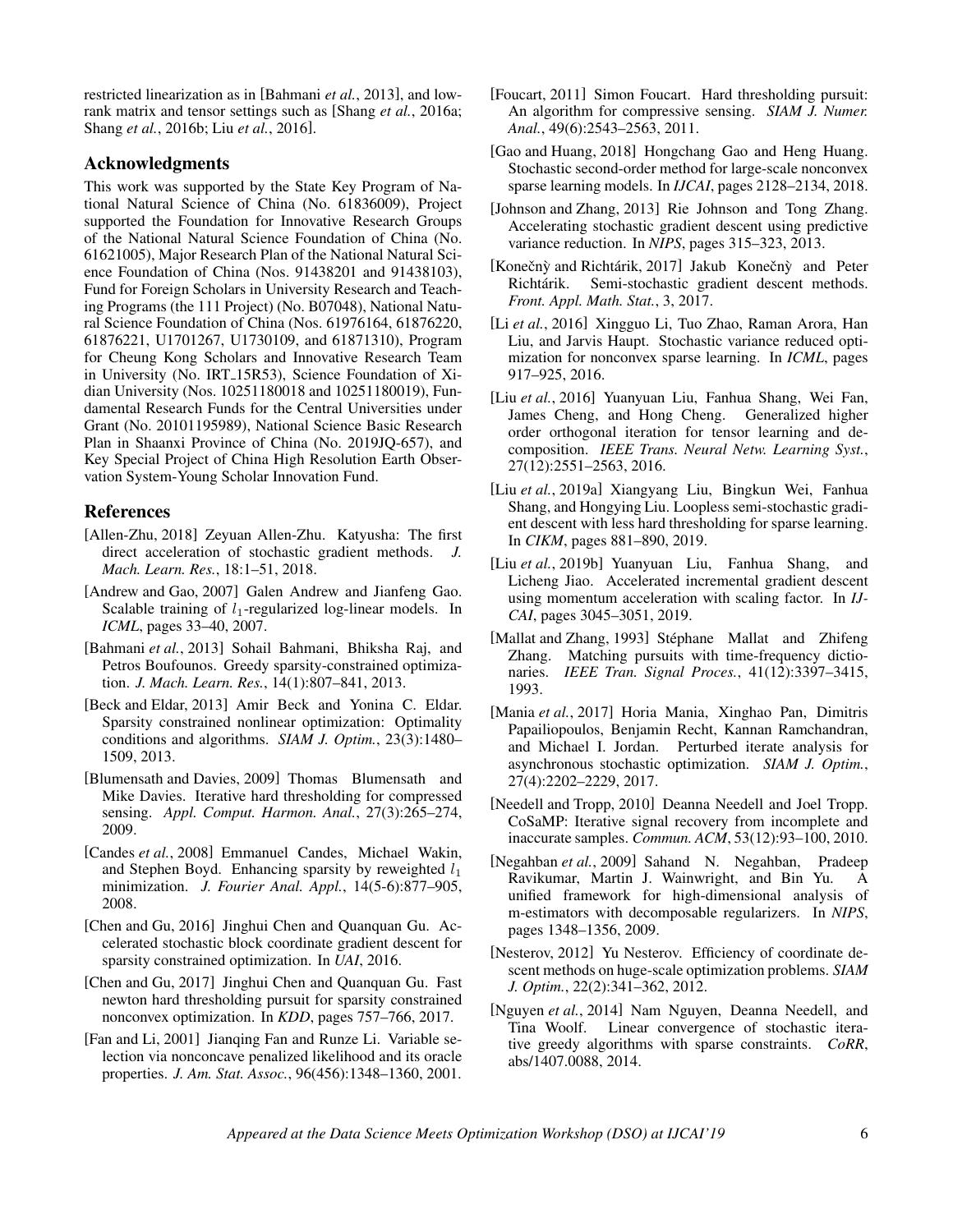restricted linearization as in [Bahmani *et al.*, 2013], and low-rank matrix and tensor settings such as [Shang *et al.*, 2016a; Shang *et al.*, 2016b; Liu *et al.*, 2016].

## Acknowledgments

This work was supported by the State Key Program of National Natural Science of China (No. 61836009), Project supported the Foundation for Innovative Research Groups of the National Natural Science Foundation of China (No. 61621005), Major Research Plan of the National Natural Science Foundation of China (Nos. 91438201 and 91438103), Fund for Foreign Scholars in University Research and Teaching Programs (the 111 Project) (No. B07048), National Natural Science Foundation of China (Nos. 61976164, 61876220, 61876221, U1701267, U1730109, and 61871310), Program for Cheung Kong Scholars and Innovative Research Team in University (No. IRT_15R53), Science Foundation of Xidian University (Nos. 10251180018 and 10251180019), Fundamental Research Funds for the Central Universities under Grant (No. 20101195989), National Science Basic Research Plan in Shaanxi Province of China (No. 2019JQ-657), and Key Special Project of China High Resolution Earth Observation System-Young Scholar Innovation Fund.

## References

[Allen-Zhu, 2018] Zeyuan Allen-Zhu. Katyusha: The first direct acceleration of stochastic gradient methods. *J. Mach. Learn. Res.*, 18:1–51, 2018.

[Andrew and Gao, 2007] Galen Andrew and Jianfeng Gao. Scalable training of $l_1$-regularized log-linear models. In *ICML*, pages 33–40, 2007.

[Bahmani *et al.*, 2013] Sohail Bahmani, Bhiksha Raj, and Petros Boufounos. Greedy sparsity-constrained optimization. *J. Mach. Learn. Res.*, 14(1):807–841, 2013.

[Beck and Eldar, 2013] Amir Beck and Yonina C. Eldar. Sparsity constrained nonlinear optimization: Optimality conditions and algorithms. *SIAM J. Optim.*, 23(3):1480–1509, 2013.

[Blumensath and Davies, 2009] Thomas Blumensath and Mike Davies. Iterative hard thresholding for compressed sensing. *Appl. Comput. Harmon. Anal.*, 27(3):265–274, 2009.

[Candes *et al.*, 2008] Emmanuel Candes, Michael Wakin, and Stephen Boyd. Enhancing sparsity by reweighted $l_1$ minimization. *J. Fourier Anal. Appl.*, 14(5-6):877–905, 2008.

[Chen and Gu, 2016] Jinghui Chen and Quanquan Gu. Accelerated stochastic block coordinate gradient descent for sparsity constrained optimization. In *UAI*, 2016.

[Chen and Gu, 2017] Jinghui Chen and Quanquan Gu. Fast newton hard thresholding pursuit for sparsity constrained nonconvex optimization. In *KDD*, pages 757–766, 2017.

[Fan and Li, 2001] Jianqing Fan and Runze Li. Variable selection via nonconcave penalized likelihood and its oracle properties. *J. Am. Stat. Assoc.*, 96(456):1348–1360, 2001.

[Foucart, 2011] Simon Foucart. Hard thresholding pursuit: An algorithm for compressive sensing. *SIAM J. Numer. Anal.*, 49(6):2543–2563, 2011.

[Gao and Huang, 2018] Hongchang Gao and Heng Huang. Stochastic second-order method for large-scale nonconvex sparse learning models. In *IJCAI*, pages 2128–2134, 2018.

[Johnson and Zhang, 2013] Rie Johnson and Tong Zhang. Accelerating stochastic gradient descent using predictive variance reduction. In *NIPS*, pages 315–323, 2013.

[Konečnỳ and Richtárik, 2017] Jakub Konečnỳ and Peter Richtárik. Semi-stochastic gradient descent methods. *Front. Appl. Math. Stat.*, 3, 2017.

[Li *et al.*, 2016] Xingguo Li, Tuo Zhao, Raman Arora, Han Liu, and Jarvis Haupt. Stochastic variance reduced optimization for nonconvex sparse learning. In *ICML*, pages 917–925, 2016.

[Liu *et al.*, 2016] Yuanyuan Liu, Fanhua Shang, Wei Fan, James Cheng, and Hong Cheng. Generalized higher order orthogonal iteration for tensor learning and decomposition. *IEEE Trans. Neural Netw. Learning Syst.*, 27(12):2551–2563, 2016.

[Liu *et al.*, 2019a] Xiangyang Liu, Bingkun Wei, Fanhua Shang, and Hongying Liu. Loopless semi-stochastic gradient descent with less hard thresholding for sparse learning. In *CIKM*, pages 881–890, 2019.

[Liu *et al.*, 2019b] Yuanyuan Liu, Fanhua Shang, and Licheng Jiao. Accelerated incremental gradient descent using momentum acceleration with scaling factor. In *IJCAI*, pages 3045–3051, 2019.

[Mallat and Zhang, 1993] Stéphane Mallat and Zhifeng Zhang. Matching pursuits with time-frequency dictionaries. *IEEE Tran. Signal Proces.*, 41(12):3397–3415, 1993.

[Mania *et al.*, 2017] Horia Mania, Xinghao Pan, Dimitris Papailiopoulos, Benjamin Recht, Kannan Ramchandran, and Michael I. Jordan. Perturbed iterate analysis for asynchronous stochastic optimization. *SIAM J. Optim.*, 27(4):2202–2229, 2017.

[Needell and Tropp, 2010] Deanna Needell and Joel Tropp. CoSaMP: Iterative signal recovery from incomplete and inaccurate samples. *Commun. ACM*, 53(12):93–100, 2010.

[Negahban *et al.*, 2009] Sahand N. Negahban, Pradeep Ravikumar, Martin J. Wainwright, and Bin Yu. A unified framework for high-dimensional analysis of m-estimators with decomposable regularizers. In *NIPS*, pages 1348–1356, 2009.

[Nesterov, 2012] Yu Nesterov. Efficiency of coordinate descent methods on huge-scale optimization problems. *SIAM J. Optim.*, 22(2):341–362, 2012.

[Nguyen *et al.*, 2014] Nam Nguyen, Deanna Needell, and Tina Woolf. Linear convergence of stochastic iterative greedy algorithms with sparse constraints. *CoRR*, abs/1407.0088, 2014.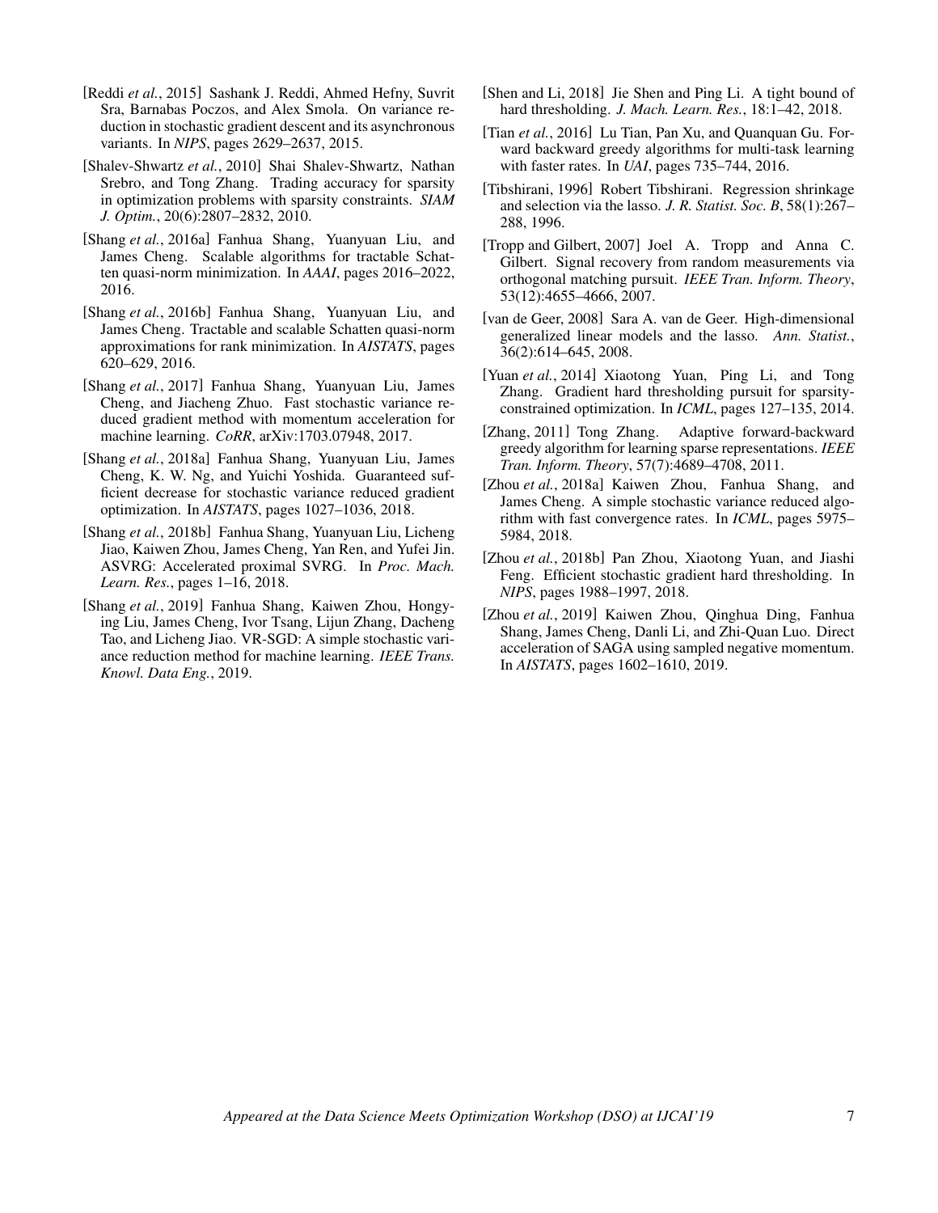[Reddi *et al.*, 2015] Sashank J. Reddi, Ahmed Hefny, Suvrit Sra, Barnabas Poczos, and Alex Smola. On variance reduction in stochastic gradient descent and its asynchronous variants. In *NIPS*, pages 2629–2637, 2015.

[Shalev-Shwartz *et al.*, 2010] Shai Shalev-Shwartz, Nathan Srebro, and Tong Zhang. Trading accuracy for sparsity in optimization problems with sparsity constraints. *SIAM J. Optim.*, 20(6):2807–2832, 2010.

[Shang *et al.*, 2016a] Fanhua Shang, Yuanyuan Liu, and James Cheng. Scalable algorithms for tractable Schatten quasi-norm minimization. In *AAAI*, pages 2016–2022, 2016.

[Shang *et al.*, 2016b] Fanhua Shang, Yuanyuan Liu, and James Cheng. Tractable and scalable Schatten quasi-norm approximations for rank minimization. In *AISTATS*, pages 620–629, 2016.

[Shang *et al.*, 2017] Fanhua Shang, Yuanyuan Liu, James Cheng, and Jiacheng Zhuo. Fast stochastic variance reduced gradient method with momentum acceleration for machine learning. *CoRR*, arXiv:1703.07948, 2017.

[Shang *et al.*, 2018a] Fanhua Shang, Yuanyuan Liu, James Cheng, K. W. Ng, and Yuichi Yoshida. Guaranteed sufficient decrease for stochastic variance reduced gradient optimization. In *AISTATS*, pages 1027–1036, 2018.

[Shang *et al.*, 2018b] Fanhua Shang, Yuanyuan Liu, Licheng Jiao, Kaiwen Zhou, James Cheng, Yan Ren, and Yufei Jin. ASVRG: Accelerated proximal SVRG. In *Proc. Mach. Learn. Res.*, pages 1–16, 2018.

[Shang *et al.*, 2019] Fanhua Shang, Kaiwen Zhou, Hongying Liu, James Cheng, Ivor Tsang, Lijun Zhang, Dacheng Tao, and Licheng Jiao. VR-SGD: A simple stochastic variance reduction method for machine learning. *IEEE Trans. Knowl. Data Eng.*, 2019.

[Shen and Li, 2018] Jie Shen and Ping Li. A tight bound of hard thresholding. *J. Mach. Learn. Res.*, 18:1–42, 2018.

[Tian *et al.*, 2016] Lu Tian, Pan Xu, and Quanquan Gu. Forward backward greedy algorithms for multi-task learning with faster rates. In *UAI*, pages 735–744, 2016.

[Tibshirani, 1996] Robert Tibshirani. Regression shrinkage and selection via the lasso. *J. R. Statist. Soc. B*, 58(1):267–288, 1996.

[Tropp and Gilbert, 2007] Joel A. Tropp and Anna C. Gilbert. Signal recovery from random measurements via orthogonal matching pursuit. *IEEE Tran. Inform. Theory*, 53(12):4655–4666, 2007.

[van de Geer, 2008] Sara A. van de Geer. High-dimensional generalized linear models and the lasso. *Ann. Statist.*, 36(2):614–645, 2008.

[Yuan *et al.*, 2014] Xiaotong Yuan, Ping Li, and Tong Zhang. Gradient hard thresholding pursuit for sparsity-constrained optimization. In *ICML*, pages 127–135, 2014.

[Zhang, 2011] Tong Zhang. Adaptive forward-backward greedy algorithm for learning sparse representations. *IEEE Tran. Inform. Theory*, 57(7):4689–4708, 2011.

[Zhou *et al.*, 2018a] Kaiwen Zhou, Fanhua Shang, and James Cheng. A simple stochastic variance reduced algorithm with fast convergence rates. In *ICML*, pages 5975–5984, 2018.

[Zhou *et al.*, 2018b] Pan Zhou, Xiaotong Yuan, and Jiashi Feng. Efficient stochastic gradient hard thresholding. In *NIPS*, pages 1988–1997, 2018.

[Zhou *et al.*, 2019] Kaiwen Zhou, Qinghua Ding, Fanhua Shang, James Cheng, Danli Li, and Zhi-Quan Luo. Direct acceleration of SAGA using sampled negative momentum. In *AISTATS*, pages 1602–1610, 2019.